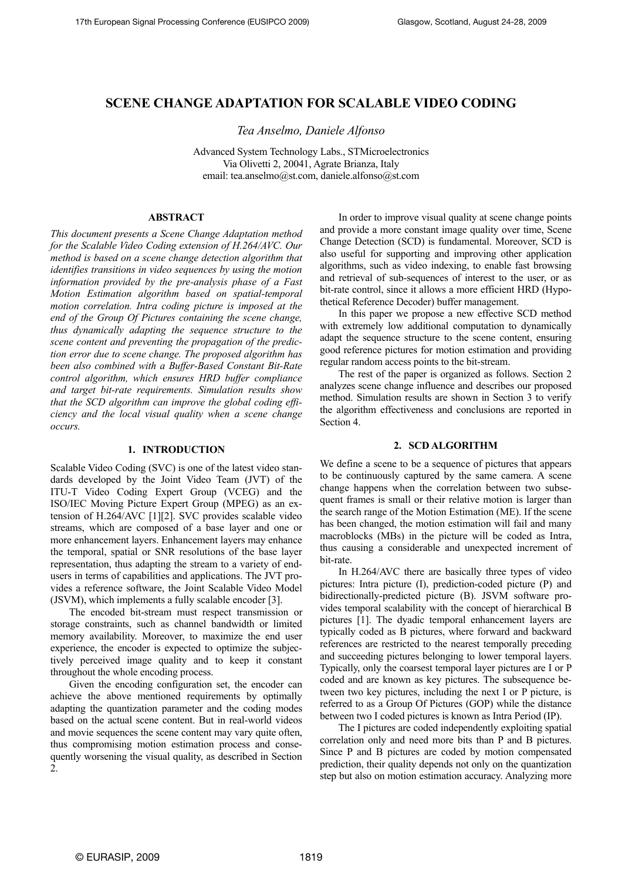# SCENE CHANGE ADAPTATION FOR SCALABLE VIDEO CODING

*Tea Anselmo, Daniele Alfonso*

Advanced System Technology Labs., STMicroelectronics
Via Olivetti 2, 20041, Agrate Brianza, Italy
email: tea.anselmo@st.com, daniele.alfonso@st.com

## ABSTRACT

*This document presents a Scene Change Adaptation method for the Scalable Video Coding extension of H.264/AVC. Our method is based on a scene change detection algorithm that identifies transitions in video sequences by using the motion information provided by the pre-analysis phase of a Fast Motion Estimation algorithm based on spatial-temporal motion correlation. Intra coding picture is imposed at the end of the Group Of Pictures containing the scene change, thus dynamically adapting the sequence structure to the scene content and preventing the propagation of the prediction error due to scene change. The proposed algorithm has been also combined with a Buffer-Based Constant Bit-Rate control algorithm, which ensures HRD buffer compliance and target bit-rate requirements. Simulation results show that the SCD algorithm can improve the global coding efficiency and the local visual quality when a scene change occurs.*

## 1. INTRODUCTION

Scalable Video Coding (SVC) is one of the latest video standards developed by the Joint Video Team (JVT) of the ITU-T Video Coding Expert Group (VCEG) and the ISO/IEC Moving Picture Expert Group (MPEG) as an extension of H.264/AVC [1][2]. SVC provides scalable video streams, which are composed of a base layer and one or more enhancement layers. Enhancement layers may enhance the temporal, spatial or SNR resolutions of the base layer representation, thus adapting the stream to a variety of end-users in terms of capabilities and applications. The JVT provides a reference software, the Joint Scalable Video Model (JSVM), which implements a fully scalable encoder [3].

The encoded bit-stream must respect transmission or storage constraints, such as channel bandwidth or limited memory availability. Moreover, to maximize the end user experience, the encoder is expected to optimize the subjectively perceived image quality and to keep it constant throughout the whole encoding process.

Given the encoding configuration set, the encoder can achieve the above mentioned requirements by optimally adapting the quantization parameter and the coding modes based on the actual scene content. But in real-world videos and movie sequences the scene content may vary quite often, thus compromising motion estimation process and consequently worsening the visual quality, as described in Section 2.

In order to improve visual quality at scene change points and provide a more constant image quality over time, Scene Change Detection (SCD) is fundamental. Moreover, SCD is also useful for supporting and improving other application algorithms, such as video indexing, to enable fast browsing and retrieval of sub-sequences of interest to the user, or as bit-rate control, since it allows a more efficient HRD (Hypothetical Reference Decoder) buffer management.

In this paper we propose a new effective SCD method with extremely low additional computation to dynamically adapt the sequence structure to the scene content, ensuring good reference pictures for motion estimation and providing regular random access points to the bit-stream.

The rest of the paper is organized as follows. Section 2 analyzes scene change influence and describes our proposed method. Simulation results are shown in Section 3 to verify the algorithm effectiveness and conclusions are reported in Section 4.

## 2. SCD ALGORITHM

We define a scene to be a sequence of pictures that appears to be continuously captured by the same camera. A scene change happens when the correlation between two subsequent frames is small or their relative motion is larger than the search range of the Motion Estimation (ME). If the scene has been changed, the motion estimation will fail and many macroblocks (MBs) in the picture will be coded as Intra, thus causing a considerable and unexpected increment of bit-rate.

In H.264/AVC there are basically three types of video pictures: Intra picture (I), prediction-coded picture (P) and bidirectionally-predicted picture (B). JSVM software provides temporal scalability with the concept of hierarchical B pictures [1]. The dyadic temporal enhancement layers are typically coded as B pictures, where forward and backward references are restricted to the nearest temporally preceding and succeeding pictures belonging to lower temporal layers. Typically, only the coarsest temporal layer pictures are I or P coded and are known as key pictures. The subsequence between two key pictures, including the next I or P picture, is referred to as a Group Of Pictures (GOP) while the distance between two I coded pictures is known as Intra Period (IP).

The I pictures are coded independently exploiting spatial correlation only and need more bits than P and B pictures. Since P and B pictures are coded by motion compensated prediction, their quality depends not only on the quantization step but also on motion estimation accuracy. Analyzing more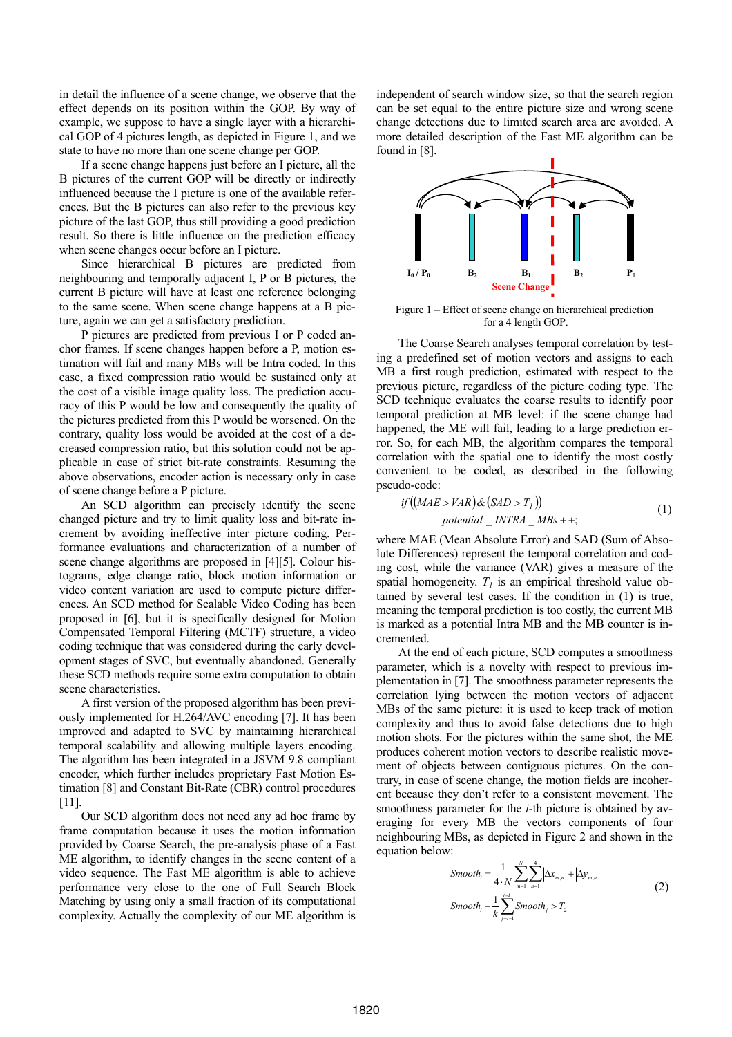in detail the influence of a scene change, we observe that the effect depends on its position within the GOP. By way of example, we suppose to have a single layer with a hierarchical GOP of 4 pictures length, as depicted in Figure 1, and we state to have no more than one scene change per GOP.

If a scene change happens just before an I picture, all the B pictures of the current GOP will be directly or indirectly influenced because the I picture is one of the available references. But the B pictures can also refer to the previous key picture of the last GOP, thus still providing a good prediction result. So there is little influence on the prediction efficacy when scene changes occur before an I picture.

Since hierarchical B pictures are predicted from neighbouring and temporally adjacent I, P or B pictures, the current B picture will have at least one reference belonging to the same scene. When scene change happens at a B picture, again we can get a satisfactory prediction.

P pictures are predicted from previous I or P coded anchor frames. If scene changes happen before a P, motion estimation will fail and many MBs will be Intra coded. In this case, a fixed compression ratio would be sustained only at the cost of a visible image quality loss. The prediction accuracy of this P would be low and consequently the quality of the pictures predicted from this P would be worsened. On the contrary, quality loss would be avoided at the cost of a decreased compression ratio, but this solution could not be applicable in case of strict bit-rate constraints. Resuming the above observations, encoder action is necessary only in case of scene change before a P picture.

An SCD algorithm can precisely identify the scene changed picture and try to limit quality loss and bit-rate increment by avoiding ineffective inter picture coding. Performance evaluations and characterization of a number of scene change algorithms are proposed in [4][5]. Colour histograms, edge change ratio, block motion information or video content variation are used to compute picture differences. An SCD method for Scalable Video Coding has been proposed in [6], but it is specifically designed for Motion Compensated Temporal Filtering (MCTF) structure, a video coding technique that was considered during the early development stages of SVC, but eventually abandoned. Generally these SCD methods require some extra computation to obtain scene characteristics.

A first version of the proposed algorithm has been previously implemented for H.264/AVC encoding [7]. It has been improved and adapted to SVC by maintaining hierarchical temporal scalability and allowing multiple layers encoding. The algorithm has been integrated in a JSVM 9.8 compliant encoder, which further includes proprietary Fast Motion Estimation [8] and Constant Bit-Rate (CBR) control procedures [11].

Our SCD algorithm does not need any ad hoc frame by frame computation because it uses the motion information provided by Coarse Search, the pre-analysis phase of a Fast ME algorithm, to identify changes in the scene content of a video sequence. The Fast ME algorithm is able to achieve performance very close to the one of Full Search Block Matching by using only a small fraction of its computational complexity. Actually the complexity of our ME algorithm is independent of search window size, so that the search region can be set equal to the entire picture size and wrong scene change detections due to limited search area are avoided. A more detailed description of the Fast ME algorithm can be found in [8].

Figure 1 – Effect of scene change on hierarchical prediction for a 4 length GOP.

The Coarse Search analyses temporal correlation by testing a predefined set of motion vectors and assigns to each MB a first rough prediction, estimated with respect to the previous picture, regardless of the picture coding type. The SCD technique evaluates the coarse results to identify poor temporal prediction at MB level: if the scene change had happened, the ME will fail, leading to a large prediction error. So, for each MB, the algorithm compares the temporal correlation with the spatial one to identify the most costly convenient to be coded, as described in the following pseudo-code:

$$\begin{aligned} &if\left((MAE > VAR)\,\&\,(SAD > T_1)\right) \\ &\qquad potential\_INTRA\_MBs{+}{+}; \end{aligned} \tag{1}$$

where MAE (Mean Absolute Error) and SAD (Sum of Absolute Differences) represent the temporal correlation and coding cost, while the variance (VAR) gives a measure of the spatial homogeneity. $T_1$ is an empirical threshold value obtained by several test cases. If the condition in (1) is true, meaning the temporal prediction is too costly, the current MB is marked as a potential Intra MB and the MB counter is incremented.

At the end of each picture, SCD computes a smoothness parameter, which is a novelty with respect to previous implementation in [7]. The smoothness parameter represents the correlation lying between the motion vectors of adjacent MBs of the same picture: it is used to keep track of motion complexity and thus to avoid false detections due to high motion shots. For the pictures within the same shot, the ME produces coherent motion vectors to describe realistic movement of objects between contiguous pictures. On the contrary, in case of scene change, the motion fields are incoherent because they don't refer to a consistent movement. The smoothness parameter for the *i*-th picture is obtained by averaging for every MB the vectors components of four neighbouring MBs, as depicted in Figure 2 and shown in the equation below:

$$\begin{aligned} &Smooth_i = \frac{1}{4 \cdot N}\sum_{m=1}^{N}\sum_{n=1}^{4}\left|\Delta x_{m,n}\right| + \left|\Delta y_{m,n}\right| \\ &Smooth_i - \frac{1}{k}\sum_{j=i-1}^{i-k} Smooth_j > T_2 \end{aligned} \tag{2}$$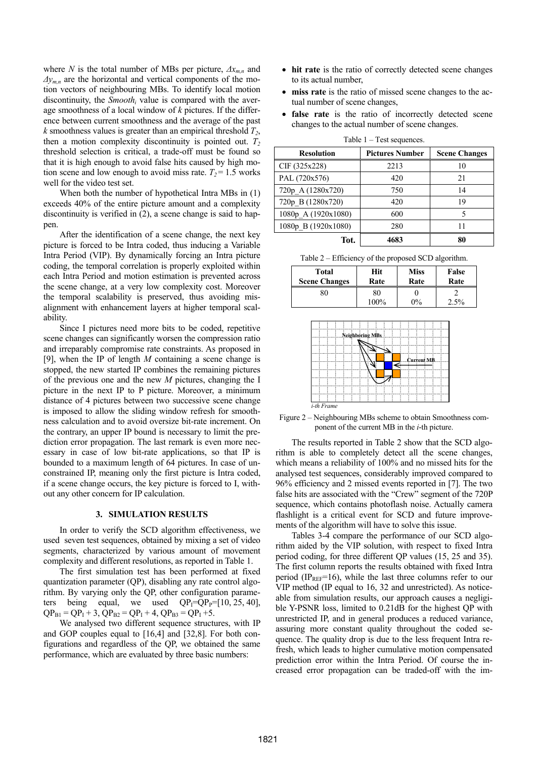where $N$ is the total number of MBs per picture, $\Delta x_{m,n}$ and $\Delta y_{m,n}$ are the horizontal and vertical components of the motion vectors of neighbouring MBs. To identify local motion discontinuity, the $Smooth_i$ value is compared with the average smoothness of a local window of $k$ pictures. If the difference between current smoothness and the average of the past $k$ smoothness values is greater than an empirical threshold $T_2$, then a motion complexity discontinuity is pointed out. $T_2$ threshold selection is critical, a trade-off must be found so that it is high enough to avoid false hits caused by high motion scene and low enough to avoid miss rate. $T_2 = 1.5$ works well for the video test set.

When both the number of hypothetical Intra MBs in (1) exceeds 40% of the entire picture amount and a complexity discontinuity is verified in (2), a scene change is said to happen.

After the identification of a scene change, the next key picture is forced to be Intra coded, thus inducing a Variable Intra Period (VIP). By dynamically forcing an Intra picture coding, the temporal correlation is properly exploited within each Intra Period and motion estimation is prevented across the scene change, at a very low complexity cost. Moreover the temporal scalability is preserved, thus avoiding misalignment with enhancement layers at higher temporal scalability.

Since I pictures need more bits to be coded, repetitive scene changes can significantly worsen the compression ratio and irreparably compromise rate constraints. As proposed in [9], when the IP of length $M$ containing a scene change is stopped, the new started IP combines the remaining pictures of the previous one and the new $M$ pictures, changing the I picture in the next IP to P picture. Moreover, a minimum distance of 4 pictures between two successive scene change is imposed to allow the sliding window refresh for smoothness calculation and to avoid oversize bit-rate increment. On the contrary, an upper IP bound is necessary to limit the prediction error propagation. The last remark is even more necessary in case of low bit-rate applications, so that IP is bounded to a maximum length of 64 pictures. In case of unconstrained IP, meaning only the first picture is Intra coded, if a scene change occurs, the key picture is forced to I, without any other concern for IP calculation.

## 3. SIMULATION RESULTS

In order to verify the SCD algorithm effectiveness, we used seven test sequences, obtained by mixing a set of video segments, characterized by various amount of movement complexity and different resolutions, as reported in Table 1.

The first simulation test has been performed at fixed quantization parameter (QP), disabling any rate control algorithm. By varying only the QP, other configuration parameters being equal, we used $QP_I=QP_P=[10, 25, 40]$, $QP_{B1} = QP_I + 3$, $QP_{B2} = QP_I + 4$, $QP_{B3} = QP_I + 5$.

We analysed two different sequence structures, with IP and GOP couples equal to [16,4] and [32,8]. For both configurations and regardless of the QP, we obtained the same performance, which are evaluated by three basic numbers:

- **hit rate** is the ratio of correctly detected scene changes to its actual number,
- **miss rate** is the ratio of missed scene changes to the actual number of scene changes,
- **false rate** is the ratio of incorrectly detected scene changes to the actual number of scene changes.

Table 1 – Test sequences.

| Resolution | Pictures Number | Scene Changes |
|---|---|---|
| CIF (325x228) | 2213 | 10 |
| PAL (720x576) | 420 | 21 |
| 720p_A (1280x720) | 750 | 14 |
| 720p_B (1280x720) | 420 | 19 |
| 1080p_A (1920x1080) | 600 | 5 |
| 1080p_B (1920x1080) | 280 | 11 |
| **Tot.** | **4683** | **80** |

Table 2 – Efficiency of the proposed SCD algorithm.

| Total Scene Changes | Hit Rate | Miss Rate | False Rate |
|---|---|---|---|
| 80 | 80<br>100% | 0<br>0% | 2<br>2.5% |

Figure 2 – Neighbouring MBs scheme to obtain Smoothness component of the current MB in the $i$-th picture.

The results reported in Table 2 show that the SCD algorithm is able to completely detect all the scene changes, which means a reliability of 100% and no missed hits for the analysed test sequences, considerably improved compared to 96% efficiency and 2 missed events reported in [7]. The two false hits are associated with the "Crew" segment of the 720P sequence, which contains photoflash noise. Actually camera flashlight is a critical event for SCD and future improvements of the algorithm will have to solve this issue.

Tables 3-4 compare the performance of our SCD algorithm aided by the VIP solution, with respect to fixed Intra period coding, for three different QP values (15, 25 and 35). The first column reports the results obtained with fixed Intra period ($IP_{REF}$=16), while the last three columns refer to our VIP method (IP equal to 16, 32 and unrestricted). As noticeable from simulation results, our approach causes a negligible Y-PSNR loss, limited to 0.21dB for the highest QP with unrestricted IP, and in general produces a reduced variance, assuring more constant quality throughout the coded sequence. The quality drop is due to the less frequent Intra refresh, which leads to higher cumulative motion compensated prediction error within the Intra Period. Of course the increased error propagation can be traded-off with the im-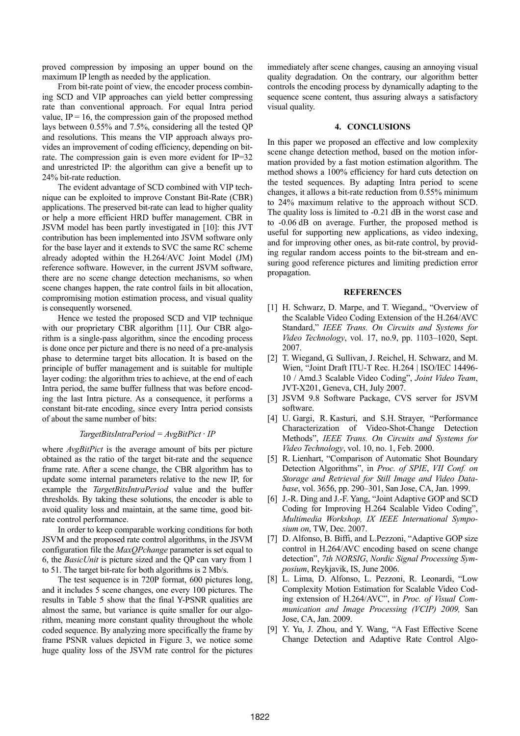proved compression by imposing an upper bound on the maximum IP length as needed by the application.

From bit-rate point of view, the encoder process combining SCD and VIP approaches can yield better compressing rate than conventional approach. For equal Intra period value, IP = 16, the compression gain of the proposed method lays between 0.55% and 7.5%, considering all the tested QP and resolutions. This means the VIP approach always provides an improvement of coding efficiency, depending on bit-rate. The compression gain is even more evident for IP=32 and unrestricted IP: the algorithm can give a benefit up to 24% bit-rate reduction.

The evident advantage of SCD combined with VIP technique can be exploited to improve Constant Bit-Rate (CBR) applications. The preserved bit-rate can lead to higher quality or help a more efficient HRD buffer management. CBR in JSVM model has been partly investigated in [10]: this JVT contribution has been implemented into JSVM software only for the base layer and it extends to SVC the same RC scheme already adopted within the H.264/AVC Joint Model (JM) reference software. However, in the current JSVM software, there are no scene change detection mechanisms, so when scene changes happen, the rate control fails in bit allocation, compromising motion estimation process, and visual quality is consequently worsened.

Hence we tested the proposed SCD and VIP technique with our proprietary CBR algorithm [11]. Our CBR algorithm is a single-pass algorithm, since the encoding process is done once per picture and there is no need of a pre-analysis phase to determine target bits allocation. It is based on the principle of buffer management and is suitable for multiple layer coding: the algorithm tries to achieve, at the end of each Intra period, the same buffer fullness that was before encoding the last Intra picture. As a consequence, it performs a constant bit-rate encoding, since every Intra period consists of about the same number of bits:

$$TargetBitsIntraPeriod = AvgBitPict \cdot IP$$

where *AvgBitPict* is the average amount of bits per picture obtained as the ratio of the target bit-rate and the sequence frame rate. After a scene change, the CBR algorithm has to update some internal parameters relative to the new IP, for example the *TargetBitsIntraPeriod* value and the buffer thresholds. By taking these solutions, the encoder is able to avoid quality loss and maintain, at the same time, good bit-rate control performance.

In order to keep comparable working conditions for both JSVM and the proposed rate control algorithms, in the JSVM configuration file the *MaxQPchange* parameter is set equal to 6, the *BasicUnit* is picture sized and the QP can vary from 1 to 51. The target bit-rate for both algorithms is 2 Mb/s.

The test sequence is in 720P format, 600 pictures long, and it includes 5 scene changes, one every 100 pictures. The results in Table 5 show that the final Y-PSNR qualities are almost the same, but variance is quite smaller for our algorithm, meaning more constant quality throughout the whole coded sequence. By analyzing more specifically the frame by frame PSNR values depicted in Figure 3, we notice some huge quality loss of the JSVM rate control for the pictures immediately after scene changes, causing an annoying visual quality degradation. On the contrary, our algorithm better controls the encoding process by dynamically adapting to the sequence scene content, thus assuring always a satisfactory visual quality.

## 4. CONCLUSIONS

In this paper we proposed an effective and low complexity scene change detection method, based on the motion information provided by a fast motion estimation algorithm. The method shows a 100% efficiency for hard cuts detection on the tested sequences. By adapting Intra period to scene changes, it allows a bit-rate reduction from 0.55% minimum to 24% maximum relative to the approach without SCD. The quality loss is limited to -0.21 dB in the worst case and to -0.06 dB on average. Further, the proposed method is useful for supporting new applications, as video indexing, and for improving other ones, as bit-rate control, by providing regular random access points to the bit-stream and ensuring good reference pictures and limiting prediction error propagation.

## REFERENCES

[1] H. Schwarz, D. Marpe, and T. Wiegand,, "Overview of the Scalable Video Coding Extension of the H.264/AVC Standard," *IEEE Trans. On Circuits and Systems for Video Technology*, vol. 17, no.9, pp. 1103–1020, Sept. 2007.

[2] T. Wiegand, G. Sullivan, J. Reichel, H. Schwarz, and M. Wien, "Joint Draft ITU-T Rec. H.264 | ISO/IEC 14496-10 / Amd.3 Scalable Video Coding", *Joint Video Team*, JVT-X201, Geneva, CH, July 2007.

[3] JSVM 9.8 Software Package, CVS server for JSVM software.

[4] U. Gargi, R. Kasturi, and S.H. Strayer, "Performance Characterization of Video-Shot-Change Detection Methods", *IEEE Trans. On Circuits and Systems for Video Technology*, vol. 10, no. 1, Feb. 2000.

[5] R. Lienhart, "Comparison of Automatic Shot Boundary Detection Algorithms", in *Proc. of SPIE*, *VII Conf. on Storage and Retrieval for Still Image and Video Database*, vol. 3656, pp. 290–301, San Jose, CA, Jan. 1999.

[6] J.-R. Ding and J.-F. Yang, "Joint Adaptive GOP and SCD Coding for Improving H.264 Scalable Video Coding", *Multimedia Workshop, IX IEEE International Symposium on*, TW, Dec. 2007.

[7] D. Alfonso, B. Biffi, and L.Pezzoni, "Adaptive GOP size control in H.264/AVC encoding based on scene change detection", *7th NORSIG*, *Nordic Signal Processing Symposium*, Reykjavik, IS, June 2006.

[8] L. Lima, D. Alfonso, L. Pezzoni, R. Leonardi, "Low Complexity Motion Estimation for Scalable Video Coding extension of H.264/AVC", in *Proc. of Visual Communication and Image Processing (VCIP) 2009,* San Jose, CA, Jan. 2009.

[9] Y. Yu, J. Zhou, and Y. Wang, "A Fast Effective Scene Change Detection and Adaptive Rate Control Algo-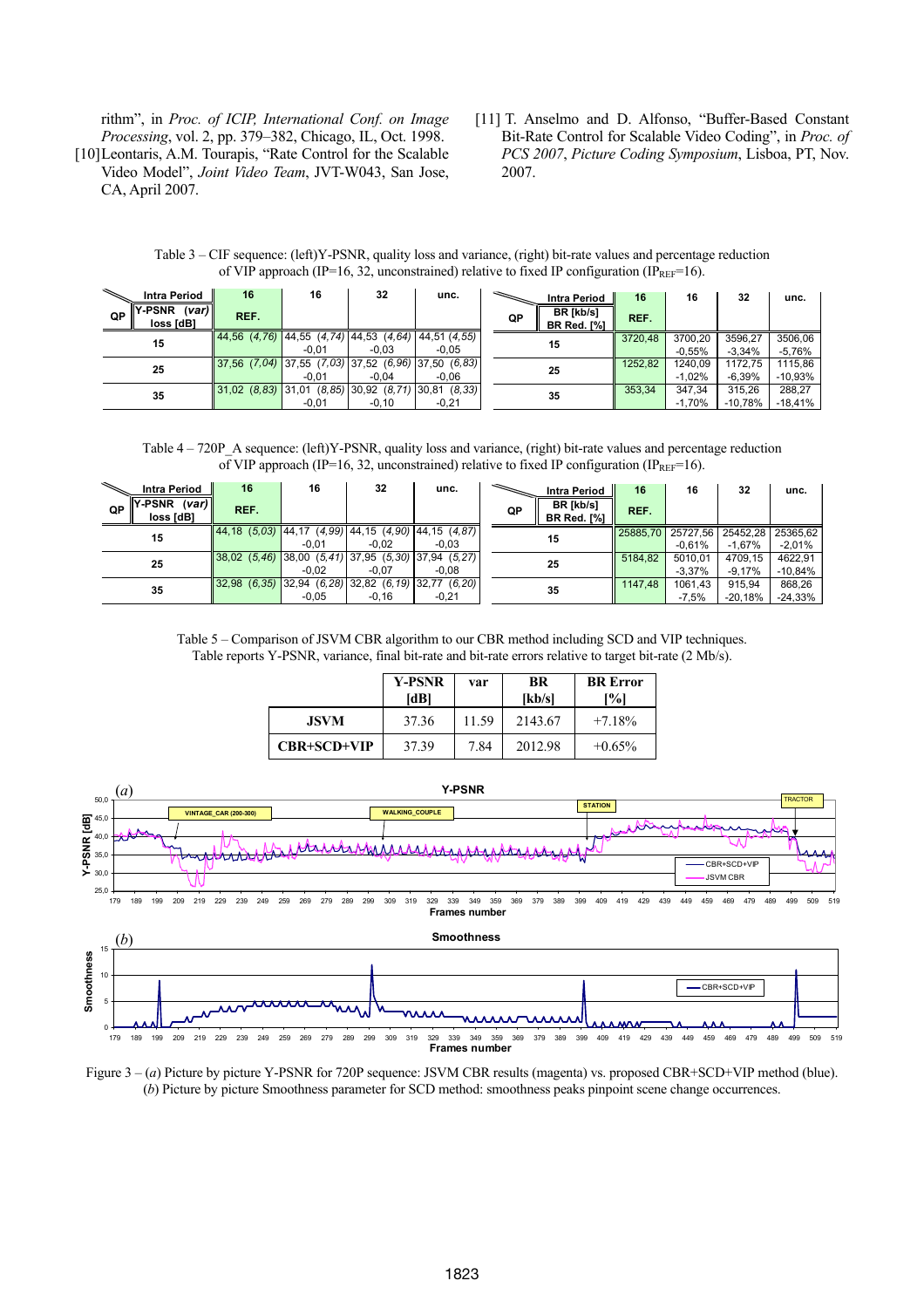rithm", in *Proc. of ICIP, International Conf. on Image Processing*, vol. 2, pp. 379–382, Chicago, IL, Oct. 1998.

[10] Leontaris, A.M. Tourapis, "Rate Control for the Scalable Video Model", *Joint Video Team*, JVT-W043, San Jose, CA, April 2007.

[11] T. Anselmo and D. Alfonso, "Buffer-Based Constant Bit-Rate Control for Scalable Video Coding", in *Proc. of PCS 2007*, *Picture Coding Symposium*, Lisboa, PT, Nov. 2007.

Table 3 – CIF sequence: (left)Y-PSNR, quality loss and variance, (right) bit-rate values and percentage reduction of VIP approach (IP=16, 32, unconstrained) relative to fixed IP configuration ($IP_{REF}$=16).

| QP \ Intra Period | 16 | 16 | 32 | unc. |
|---|---|---|---|---|
| Y-PSNR *(var)* loss [dB] | REF. | | | |
| 15 | 44,56 *(4,76)* | 44,55 *(4,74)* -0,01 | 44,53 *(4,64)* -0,03 | 44,51 *(4,55)* -0,05 |
| 25 | 37,56 *(7,04)* | 37,55 *(7,03)* -0,01 | 37,52 *(6,96)* -0,04 | 37,50 *(6,83)* -0,06 |
| 35 | 31,02 *(8,83)* | 31,01 *(8,85)* -0,01 | 30,92 *(8,71)* -0,10 | 30,81 *(8,33)* -0,21 |

| QP \ Intra Period | 16 | 16 | 32 | unc. |
|---|---|---|---|---|
| BR [kb/s] BR Red. [%] | REF. | | | |
| 15 | 3720,48 | 3700,20 -0,55% | 3596,27 -3,34% | 3506,06 -5,76% |
| 25 | 1252,82 | 1240,09 -1,02% | 1172,75 -6,39% | 1115,86 -10,93% |
| 35 | 353,34 | 347,34 -1,70% | 315,26 -10,78% | 288,27 -18,41% |

Table 4 – 720P_A sequence: (left)Y-PSNR, quality loss and variance, (right) bit-rate values and percentage reduction of VIP approach (IP=16, 32, unconstrained) relative to fixed IP configuration ($IP_{REF}$=16).

| QP \ Intra Period | 16 | 16 | 32 | unc. |
|---|---|---|---|---|
| Y-PSNR *(var)* loss [dB] | REF. | | | |
| 15 | 44,18 *(5,03)* | 44,17 *(4,99)* -0,01 | 44,15 *(4,90)* -0,02 | 44,15 *(4,87)* -0,03 |
| 25 | 38,02 *(5,46)* | 38,00 *(5,41)* -0,02 | 37,95 *(5,30)* -0,07 | 37,94 *(5,27)* -0,08 |
| 35 | 32,98 *(6,35)* | 32,94 *(6,28)* -0,05 | 32,82 *(6,19)* -0,16 | 32,77 *(6,20)* -0,21 |

| QP \ Intra Period | 16 | 16 | 32 | unc. |
|---|---|---|---|---|
| BR [kb/s] BR Red. [%] | REF. | | | |
| 15 | 25885,70 | 25727,56 -0,61% | 25452,28 -1,67% | 25365,62 -2,01% |
| 25 | 5184,82 | 5010,01 -3,37% | 4709,15 -9,17% | 4622,91 -10,84% |
| 35 | 1147,48 | 1061,43 -7,5% | 915,94 -20,18% | 868,26 -24,33% |

Table 5 – Comparison of JSVM CBR algorithm to our CBR method including SCD and VIP techniques. Table reports Y-PSNR, variance, final bit-rate and bit-rate errors relative to target bit-rate (2 Mb/s).

| | Y-PSNR [dB] | var | BR [kb/s] | BR Error [%] |
|---|---|---|---|---|
| **JSVM** | 37.36 | 11.59 | 2143.67 | +7.18% |
| **CBR+SCD+VIP** | 37.39 | 7.84 | 2012.98 | +0.65% |

(*a*)
Y-PSNR
Y-PSNR [dB]
50,0
45,0
40,0
35,0
30,0
25,0
VINTAGE_CAR (200-300)
WALKING_COUPLE
STATION
TRACTOR
CBR+SCD+VIP
JSVM CBR
179 189 199 209 219 229 239 249 259 269 279 289 299 309 319 329 339 349 359 369 379 389 399 409 419 429 439 449 459 469 479 489 499 509 519
Frames number

(*b*)
Smoothness
Smoothness
15
10
5
0
CBR+SCD+VIP
179 189 199 209 219 229 239 249 259 269 279 289 299 309 319 329 339 349 359 369 379 389 399 409 419 429 439 449 459 469 479 489 499 509 519
Frames number

Figure 3 – (*a*) Picture by picture Y-PSNR for 720P sequence: JSVM CBR results (magenta) vs. proposed CBR+SCD+VIP method (blue). (*b*) Picture by picture Smoothness parameter for SCD method: smoothness peaks pinpoint scene change occurrences.